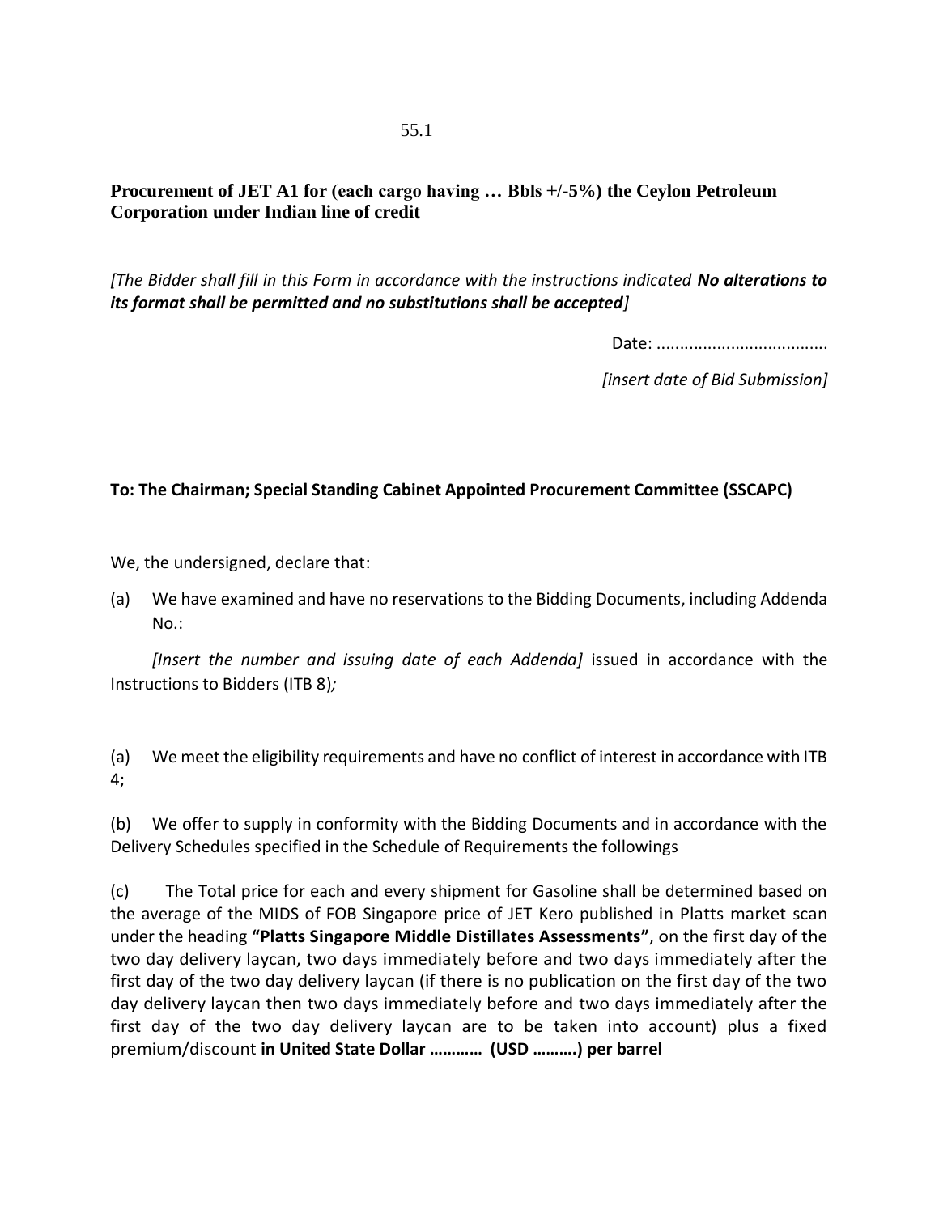55.1

**Procurement of JET A1 for (each cargo having … Bbls +/-5%) the Ceylon Petroleum Corporation under Indian line of credit**

*[The Bidder shall fill in this Form in accordance with the instructions indicated **No alterations to its format shall be permitted and no substitutions shall be accepted**]*

Date: .....................................

*[insert date of Bid Submission]*

**To: The Chairman; Special Standing Cabinet Appointed Procurement Committee (SSCAPC)**

We, the undersigned, declare that:

(a) We have examined and have no reservations to the Bidding Documents, including Addenda No.:

*[Insert the number and issuing date of each Addenda]* issued in accordance with the Instructions to Bidders (ITB 8)*;*

(a) We meet the eligibility requirements and have no conflict of interest in accordance with ITB 4;

(b) We offer to supply in conformity with the Bidding Documents and in accordance with the Delivery Schedules specified in the Schedule of Requirements the followings

(c) The Total price for each and every shipment for Gasoline shall be determined based on the average of the MIDS of FOB Singapore price of JET Kero published in Platts market scan under the heading **"Platts Singapore Middle Distillates Assessments"**, on the first day of the two day delivery laycan, two days immediately before and two days immediately after the first day of the two day delivery laycan (if there is no publication on the first day of the two day delivery laycan then two days immediately before and two days immediately after the first day of the two day delivery laycan are to be taken into account) plus a fixed premium/discount **in United State Dollar ………… (USD ……….) per barrel**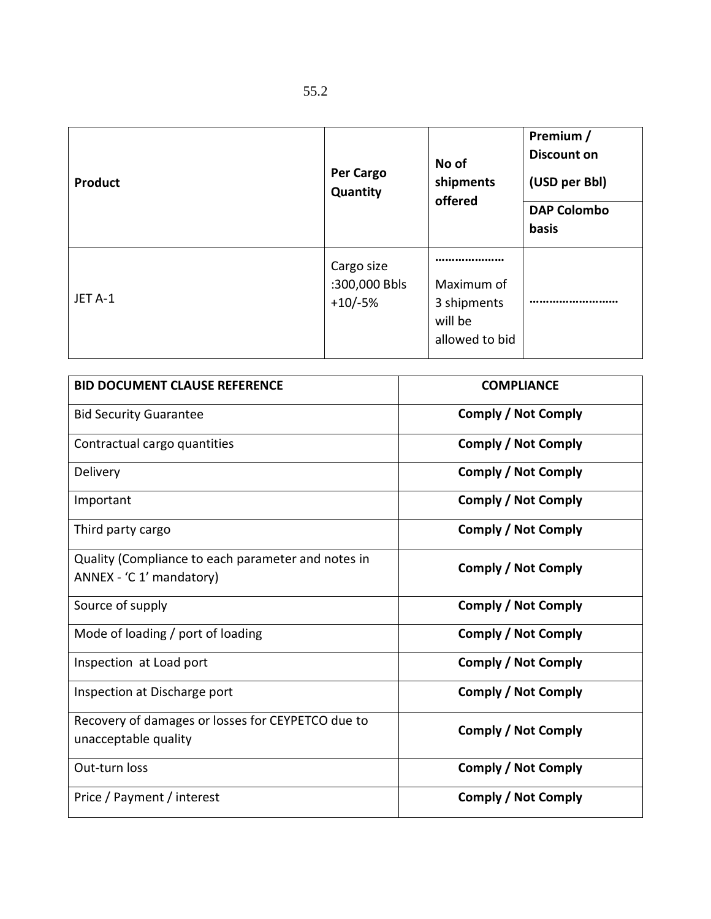55.2

| Product | Per Cargo Quantity | No of shipments offered | Premium / Discount on (USD per Bbl) DAP Colombo basis |
|---|---|---|---|
| JET A-1 | Cargo size :300,000 Bbls +10/-5% | ……………… Maximum of 3 shipments will be allowed to bid | …………………… |

| BID DOCUMENT CLAUSE REFERENCE | COMPLIANCE |
|---|---|
| Bid Security Guarantee | **Comply / Not Comply** |
| Contractual cargo quantities | **Comply / Not Comply** |
| Delivery | **Comply / Not Comply** |
| Important | **Comply / Not Comply** |
| Third party cargo | **Comply / Not Comply** |
| Quality (Compliance to each parameter and notes in ANNEX - 'C 1' mandatory) | **Comply / Not Comply** |
| Source of supply | **Comply / Not Comply** |
| Mode of loading / port of loading | **Comply / Not Comply** |
| Inspection at Load port | **Comply / Not Comply** |
| Inspection at Discharge port | **Comply / Not Comply** |
| Recovery of damages or losses for CEYPETCO due to unacceptable quality | **Comply / Not Comply** |
| Out-turn loss | **Comply / Not Comply** |
| Price / Payment / interest | **Comply / Not Comply** |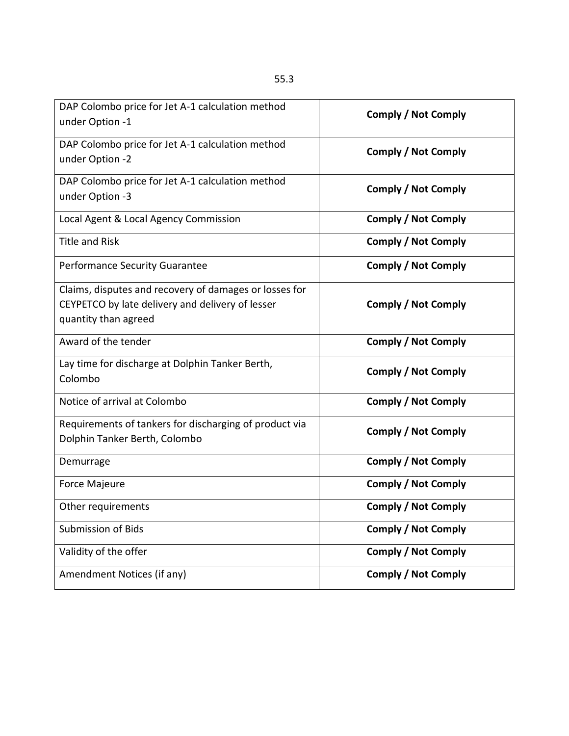55.3

| DAP Colombo price for Jet A-1 calculation method under Option -1 | **Comply / Not Comply** |
|---|---|
| DAP Colombo price for Jet A-1 calculation method under Option -2 | **Comply / Not Comply** |
| DAP Colombo price for Jet A-1 calculation method under Option -3 | **Comply / Not Comply** |
| Local Agent & Local Agency Commission | **Comply / Not Comply** |
| Title and Risk | **Comply / Not Comply** |
| Performance Security Guarantee | **Comply / Not Comply** |
| Claims, disputes and recovery of damages or losses for CEYPETCO by late delivery and delivery of lesser quantity than agreed | **Comply / Not Comply** |
| Award of the tender | **Comply / Not Comply** |
| Lay time for discharge at Dolphin Tanker Berth, Colombo | **Comply / Not Comply** |
| Notice of arrival at Colombo | **Comply / Not Comply** |
| Requirements of tankers for discharging of product via Dolphin Tanker Berth, Colombo | **Comply / Not Comply** |
| Demurrage | **Comply / Not Comply** |
| Force Majeure | **Comply / Not Comply** |
| Other requirements | **Comply / Not Comply** |
| Submission of Bids | **Comply / Not Comply** |
| Validity of the offer | **Comply / Not Comply** |
| Amendment Notices (if any) | **Comply / Not Comply** |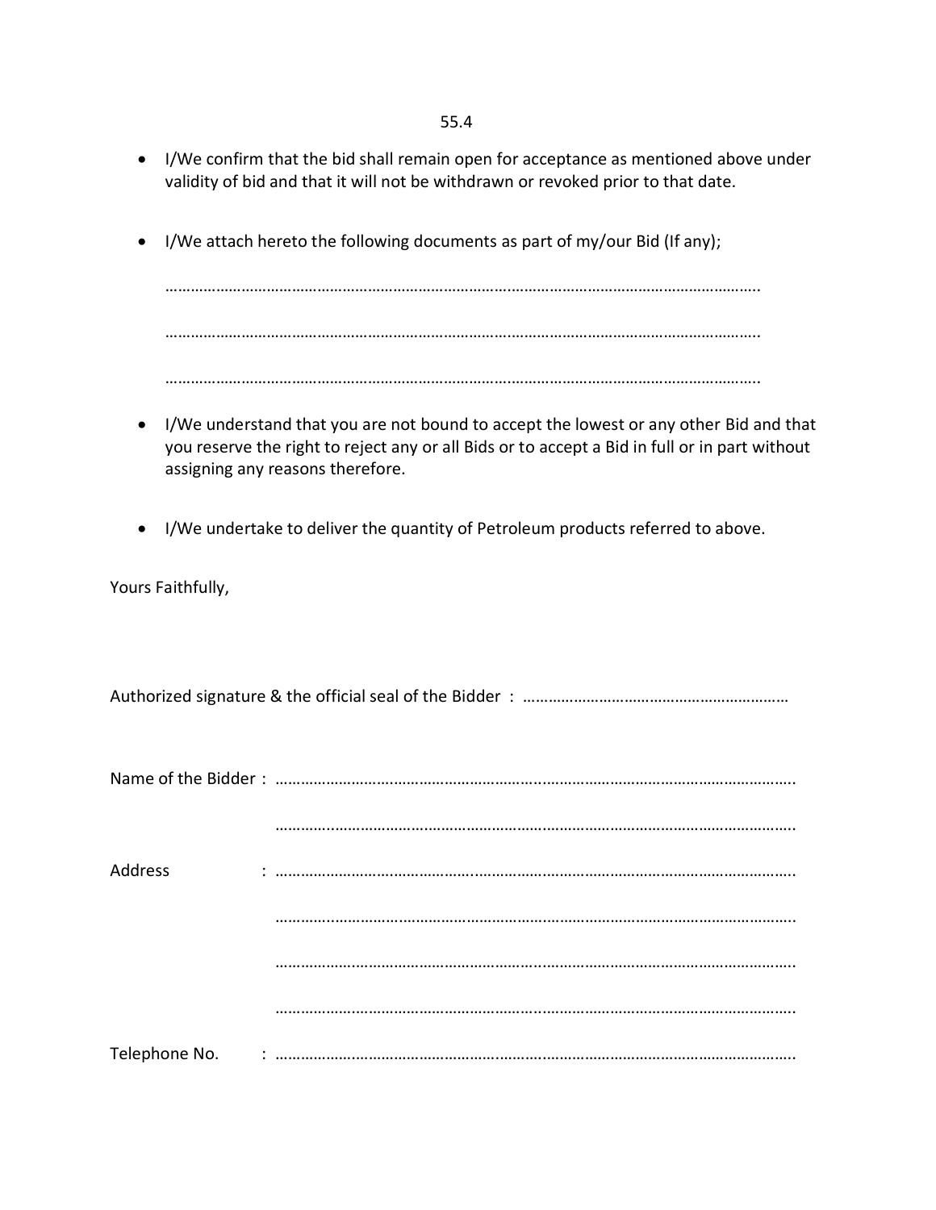55.4

- I/We confirm that the bid shall remain open for acceptance as mentioned above under validity of bid and that it will not be withdrawn or revoked prior to that date.

- I/We attach hereto the following documents as part of my/our Bid (If any);

  …………………………………………………………………………………………………………………………

  …………………………………………………………………………………………………………………………

  …………………………………………………………………………………………………………………………

- I/We understand that you are not bound to accept the lowest or any other Bid and that you reserve the right to reject any or all Bids or to accept a Bid in full or in part without assigning any reasons therefore.

- I/We undertake to deliver the quantity of Petroleum products referred to above.

Yours Faithfully,

Authorized signature & the official seal of the Bidder : ………………………………………………………

Name of the Bidder : …………………………………………………………………………………………………………

…………………………………………………………………………………………………………

Address : …………………………………………………………………………………………………………

…………………………………………………………………………………………………………

…………………………………………………………………………………………………………

…………………………………………………………………………………………………………

Telephone No. : …………………………………………………………………………………………………………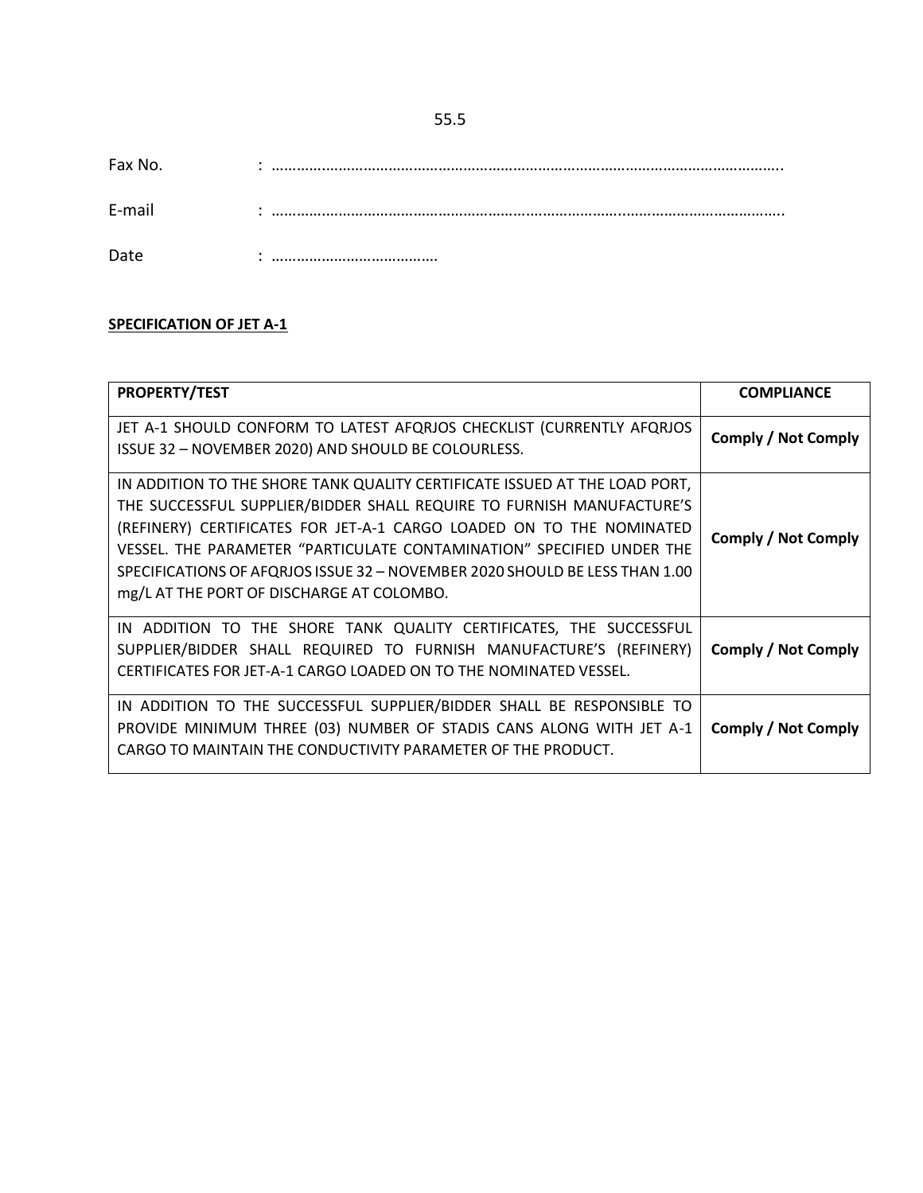55.5

Fax No. : ……………………………………………………………………………………………………………..

E-mail : ……………………………………………………………………………………………………………..

Date : …………………………………

**SPECIFICATION OF JET A-1**

| **PROPERTY/TEST** | **COMPLIANCE** |
|---|---|
| JET A-1 SHOULD CONFORM TO LATEST AFQRJOS CHECKLIST (CURRENTLY AFQRJOS ISSUE 32 – NOVEMBER 2020) AND SHOULD BE COLOURLESS. | **Comply / Not Comply** |
| IN ADDITION TO THE SHORE TANK QUALITY CERTIFICATE ISSUED AT THE LOAD PORT, THE SUCCESSFUL SUPPLIER/BIDDER SHALL REQUIRE TO FURNISH MANUFACTURE'S (REFINERY) CERTIFICATES FOR JET-A-1 CARGO LOADED ON TO THE NOMINATED VESSEL. THE PARAMETER "PARTICULATE CONTAMINATION" SPECIFIED UNDER THE SPECIFICATIONS OF AFQRJOS ISSUE 32 – NOVEMBER 2020 SHOULD BE LESS THAN 1.00 mg/L AT THE PORT OF DISCHARGE AT COLOMBO. | **Comply / Not Comply** |
| IN ADDITION TO THE SHORE TANK QUALITY CERTIFICATES, THE SUCCESSFUL SUPPLIER/BIDDER SHALL REQUIRED TO FURNISH MANUFACTURE'S (REFINERY) CERTIFICATES FOR JET-A-1 CARGO LOADED ON TO THE NOMINATED VESSEL. | **Comply / Not Comply** |
| IN ADDITION TO THE SUCCESSFUL SUPPLIER/BIDDER SHALL BE RESPONSIBLE TO PROVIDE MINIMUM THREE (03) NUMBER OF STADIS CANS ALONG WITH JET A-1 CARGO TO MAINTAIN THE CONDUCTIVITY PARAMETER OF THE PRODUCT. | **Comply / Not Comply** |